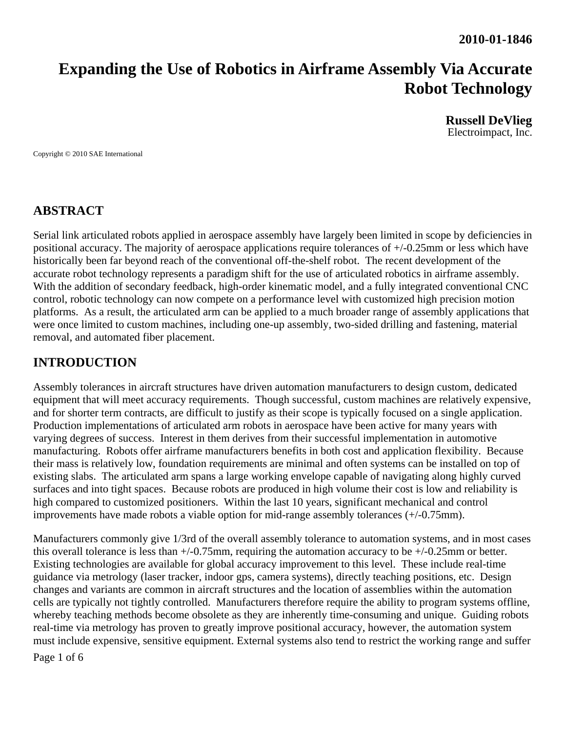**2010-01-1846**

# Expanding the Use of Robotics in Airframe Assembly Via Accurate Robot Technology

**Russell DeVlieg**
Electroimpact, Inc.

Copyright © 2010 SAE International

## ABSTRACT

Serial link articulated robots applied in aerospace assembly have largely been limited in scope by deficiencies in positional accuracy. The majority of aerospace applications require tolerances of +/-0.25mm or less which have historically been far beyond reach of the conventional off-the-shelf robot. The recent development of the accurate robot technology represents a paradigm shift for the use of articulated robotics in airframe assembly. With the addition of secondary feedback, high-order kinematic model, and a fully integrated conventional CNC control, robotic technology can now compete on a performance level with customized high precision motion platforms. As a result, the articulated arm can be applied to a much broader range of assembly applications that were once limited to custom machines, including one-up assembly, two-sided drilling and fastening, material removal, and automated fiber placement.

## INTRODUCTION

Assembly tolerances in aircraft structures have driven automation manufacturers to design custom, dedicated equipment that will meet accuracy requirements. Though successful, custom machines are relatively expensive, and for shorter term contracts, are difficult to justify as their scope is typically focused on a single application. Production implementations of articulated arm robots in aerospace have been active for many years with varying degrees of success. Interest in them derives from their successful implementation in automotive manufacturing. Robots offer airframe manufacturers benefits in both cost and application flexibility. Because their mass is relatively low, foundation requirements are minimal and often systems can be installed on top of existing slabs. The articulated arm spans a large working envelope capable of navigating along highly curved surfaces and into tight spaces. Because robots are produced in high volume their cost is low and reliability is high compared to customized positioners. Within the last 10 years, significant mechanical and control improvements have made robots a viable option for mid-range assembly tolerances (+/-0.75mm).

Manufacturers commonly give 1/3rd of the overall assembly tolerance to automation systems, and in most cases this overall tolerance is less than +/-0.75mm, requiring the automation accuracy to be +/-0.25mm or better. Existing technologies are available for global accuracy improvement to this level. These include real-time guidance via metrology (laser tracker, indoor gps, camera systems), directly teaching positions, etc. Design changes and variants are common in aircraft structures and the location of assemblies within the automation cells are typically not tightly controlled. Manufacturers therefore require the ability to program systems offline, whereby teaching methods become obsolete as they are inherently time-consuming and unique. Guiding robots real-time via metrology has proven to greatly improve positional accuracy, however, the automation system must include expensive, sensitive equipment. External systems also tend to restrict the working range and suffer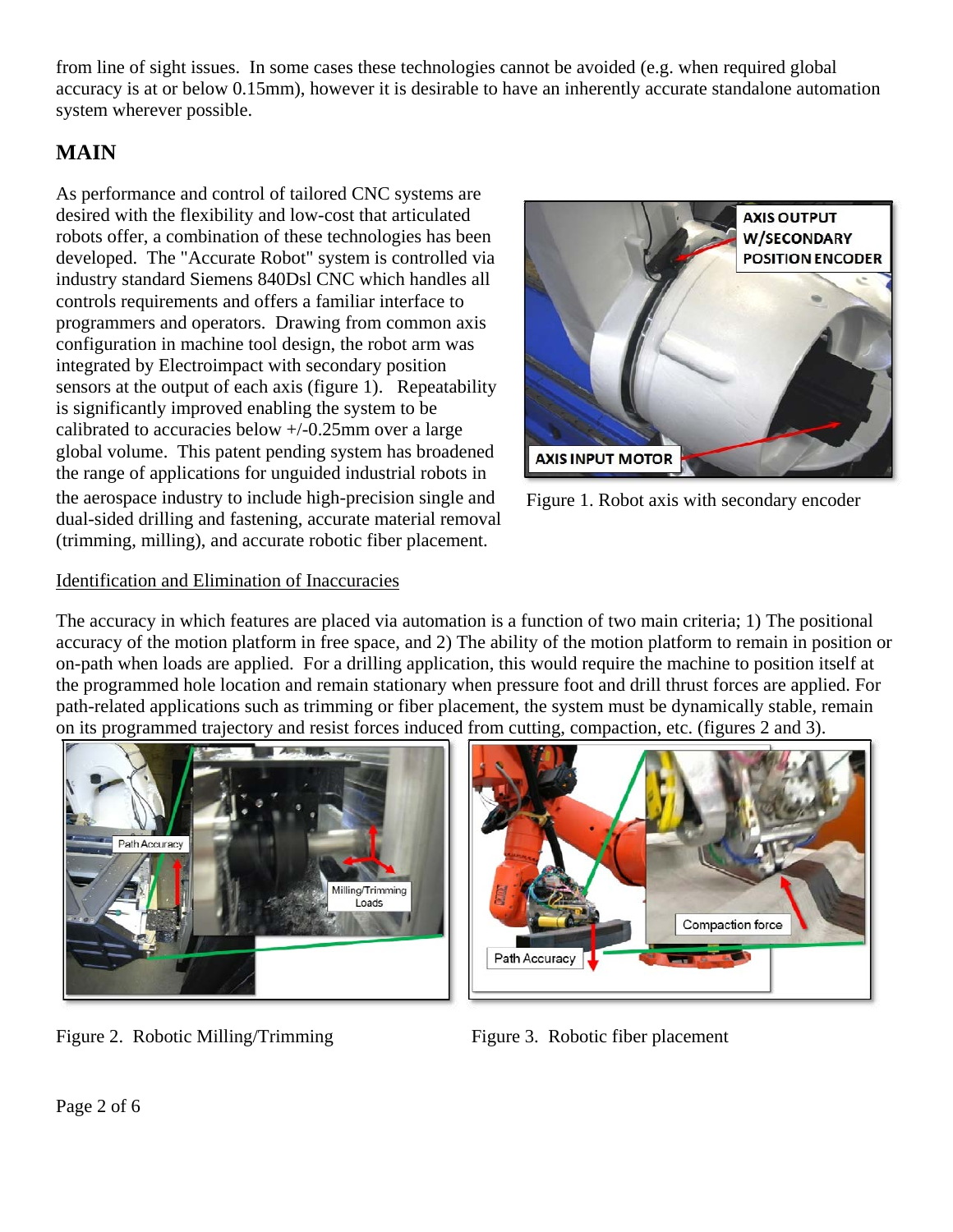from line of sight issues. In some cases these technologies cannot be avoided (e.g. when required global accuracy is at or below 0.15mm), however it is desirable to have an inherently accurate standalone automation system wherever possible.

## MAIN

As performance and control of tailored CNC systems are desired with the flexibility and low-cost that articulated robots offer, a combination of these technologies has been developed. The "Accurate Robot" system is controlled via industry standard Siemens 840Dsl CNC which handles all controls requirements and offers a familiar interface to programmers and operators. Drawing from common axis configuration in machine tool design, the robot arm was integrated by Electroimpact with secondary position sensors at the output of each axis (figure 1). Repeatability is significantly improved enabling the system to be calibrated to accuracies below +/-0.25mm over a large global volume. This patent pending system has broadened the range of applications for unguided industrial robots in the aerospace industry to include high-precision single and dual-sided drilling and fastening, accurate material removal (trimming, milling), and accurate robotic fiber placement.

Figure 1. Robot axis with secondary encoder

Identification and Elimination of Inaccuracies

The accuracy in which features are placed via automation is a function of two main criteria; 1) The positional accuracy of the motion platform in free space, and 2) The ability of the motion platform to remain in position or on-path when loads are applied. For a drilling application, this would require the machine to position itself at the programmed hole location and remain stationary when pressure foot and drill thrust forces are applied. For path-related applications such as trimming or fiber placement, the system must be dynamically stable, remain on its programmed trajectory and resist forces induced from cutting, compaction, etc. (figures 2 and 3).

Figure 2. Robotic Milling/Trimming

Figure 3. Robotic fiber placement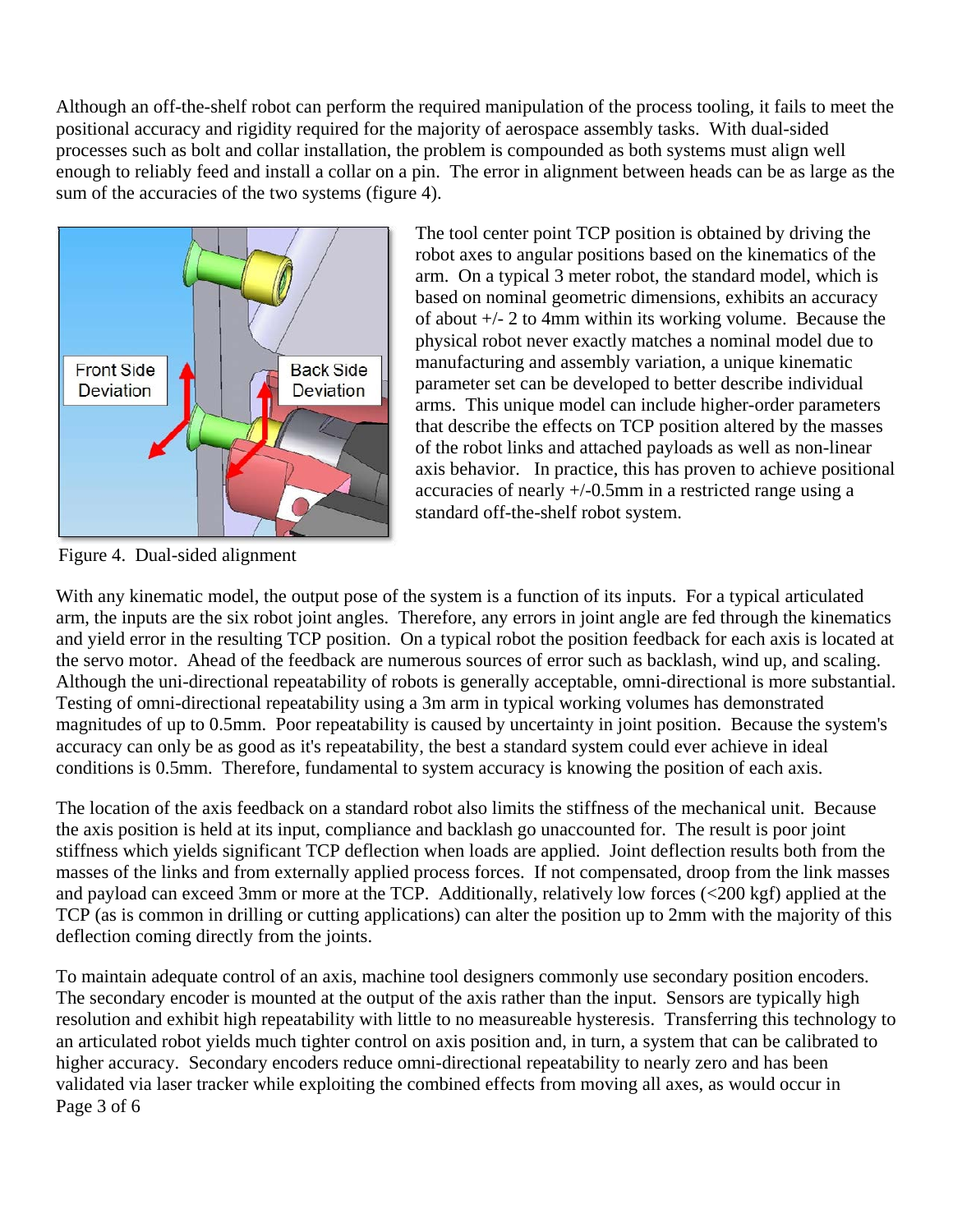Although an off-the-shelf robot can perform the required manipulation of the process tooling, it fails to meet the positional accuracy and rigidity required for the majority of aerospace assembly tasks. With dual-sided processes such as bolt and collar installation, the problem is compounded as both systems must align well enough to reliably feed and install a collar on a pin. The error in alignment between heads can be as large as the sum of the accuracies of the two systems (figure 4).

Figure 4. Dual-sided alignment

The tool center point TCP position is obtained by driving the robot axes to angular positions based on the kinematics of the arm. On a typical 3 meter robot, the standard model, which is based on nominal geometric dimensions, exhibits an accuracy of about +/- 2 to 4mm within its working volume. Because the physical robot never exactly matches a nominal model due to manufacturing and assembly variation, a unique kinematic parameter set can be developed to better describe individual arms. This unique model can include higher-order parameters that describe the effects on TCP position altered by the masses of the robot links and attached payloads as well as non-linear axis behavior. In practice, this has proven to achieve positional accuracies of nearly +/-0.5mm in a restricted range using a standard off-the-shelf robot system.

With any kinematic model, the output pose of the system is a function of its inputs. For a typical articulated arm, the inputs are the six robot joint angles. Therefore, any errors in joint angle are fed through the kinematics and yield error in the resulting TCP position. On a typical robot the position feedback for each axis is located at the servo motor. Ahead of the feedback are numerous sources of error such as backlash, wind up, and scaling. Although the uni-directional repeatability of robots is generally acceptable, omni-directional is more substantial. Testing of omni-directional repeatability using a 3m arm in typical working volumes has demonstrated magnitudes of up to 0.5mm. Poor repeatability is caused by uncertainty in joint position. Because the system's accuracy can only be as good as it's repeatability, the best a standard system could ever achieve in ideal conditions is 0.5mm. Therefore, fundamental to system accuracy is knowing the position of each axis.

The location of the axis feedback on a standard robot also limits the stiffness of the mechanical unit. Because the axis position is held at its input, compliance and backlash go unaccounted for. The result is poor joint stiffness which yields significant TCP deflection when loads are applied. Joint deflection results both from the masses of the links and from externally applied process forces. If not compensated, droop from the link masses and payload can exceed 3mm or more at the TCP. Additionally, relatively low forces (<200 kgf) applied at the TCP (as is common in drilling or cutting applications) can alter the position up to 2mm with the majority of this deflection coming directly from the joints.

To maintain adequate control of an axis, machine tool designers commonly use secondary position encoders. The secondary encoder is mounted at the output of the axis rather than the input. Sensors are typically high resolution and exhibit high repeatability with little to no measureable hysteresis. Transferring this technology to an articulated robot yields much tighter control on axis position and, in turn, a system that can be calibrated to higher accuracy. Secondary encoders reduce omni-directional repeatability to nearly zero and has been validated via laser tracker while exploiting the combined effects from moving all axes, as would occur in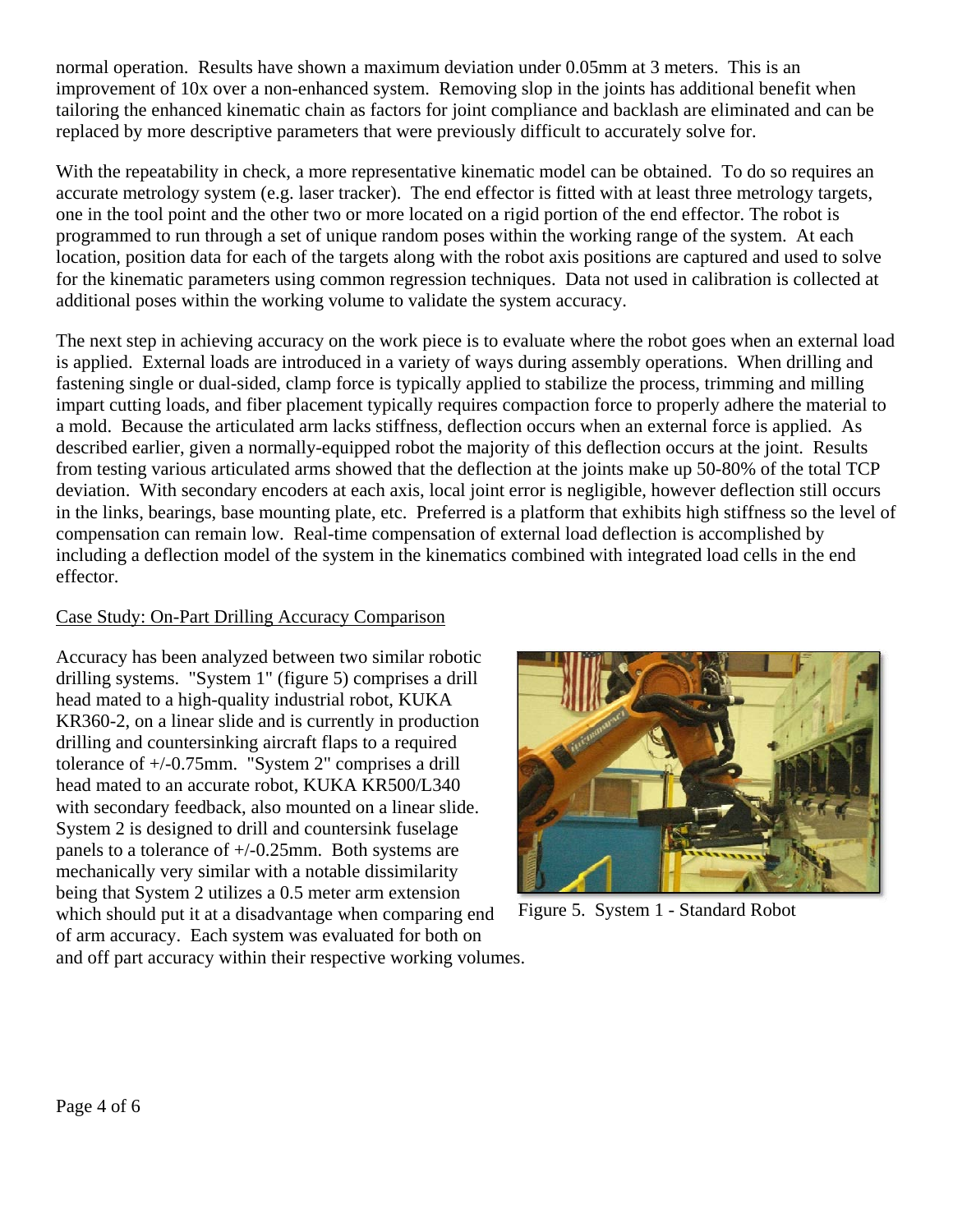normal operation. Results have shown a maximum deviation under 0.05mm at 3 meters. This is an improvement of 10x over a non-enhanced system. Removing slop in the joints has additional benefit when tailoring the enhanced kinematic chain as factors for joint compliance and backlash are eliminated and can be replaced by more descriptive parameters that were previously difficult to accurately solve for.

With the repeatability in check, a more representative kinematic model can be obtained. To do so requires an accurate metrology system (e.g. laser tracker). The end effector is fitted with at least three metrology targets, one in the tool point and the other two or more located on a rigid portion of the end effector. The robot is programmed to run through a set of unique random poses within the working range of the system. At each location, position data for each of the targets along with the robot axis positions are captured and used to solve for the kinematic parameters using common regression techniques. Data not used in calibration is collected at additional poses within the working volume to validate the system accuracy.

The next step in achieving accuracy on the work piece is to evaluate where the robot goes when an external load is applied. External loads are introduced in a variety of ways during assembly operations. When drilling and fastening single or dual-sided, clamp force is typically applied to stabilize the process, trimming and milling impart cutting loads, and fiber placement typically requires compaction force to properly adhere the material to a mold. Because the articulated arm lacks stiffness, deflection occurs when an external force is applied. As described earlier, given a normally-equipped robot the majority of this deflection occurs at the joint. Results from testing various articulated arms showed that the deflection at the joints make up 50-80% of the total TCP deviation. With secondary encoders at each axis, local joint error is negligible, however deflection still occurs in the links, bearings, base mounting plate, etc. Preferred is a platform that exhibits high stiffness so the level of compensation can remain low. Real-time compensation of external load deflection is accomplished by including a deflection model of the system in the kinematics combined with integrated load cells in the end effector.

Case Study: On-Part Drilling Accuracy Comparison

Accuracy has been analyzed between two similar robotic drilling systems. "System 1" (figure 5) comprises a drill head mated to a high-quality industrial robot, KUKA KR360-2, on a linear slide and is currently in production drilling and countersinking aircraft flaps to a required tolerance of +/-0.75mm. "System 2" comprises a drill head mated to an accurate robot, KUKA KR500/L340 with secondary feedback, also mounted on a linear slide. System 2 is designed to drill and countersink fuselage panels to a tolerance of +/-0.25mm. Both systems are mechanically very similar with a notable dissimilarity being that System 2 utilizes a 0.5 meter arm extension which should put it at a disadvantage when comparing end of arm accuracy. Each system was evaluated for both on and off part accuracy within their respective working volumes.

Figure 5. System 1 - Standard Robot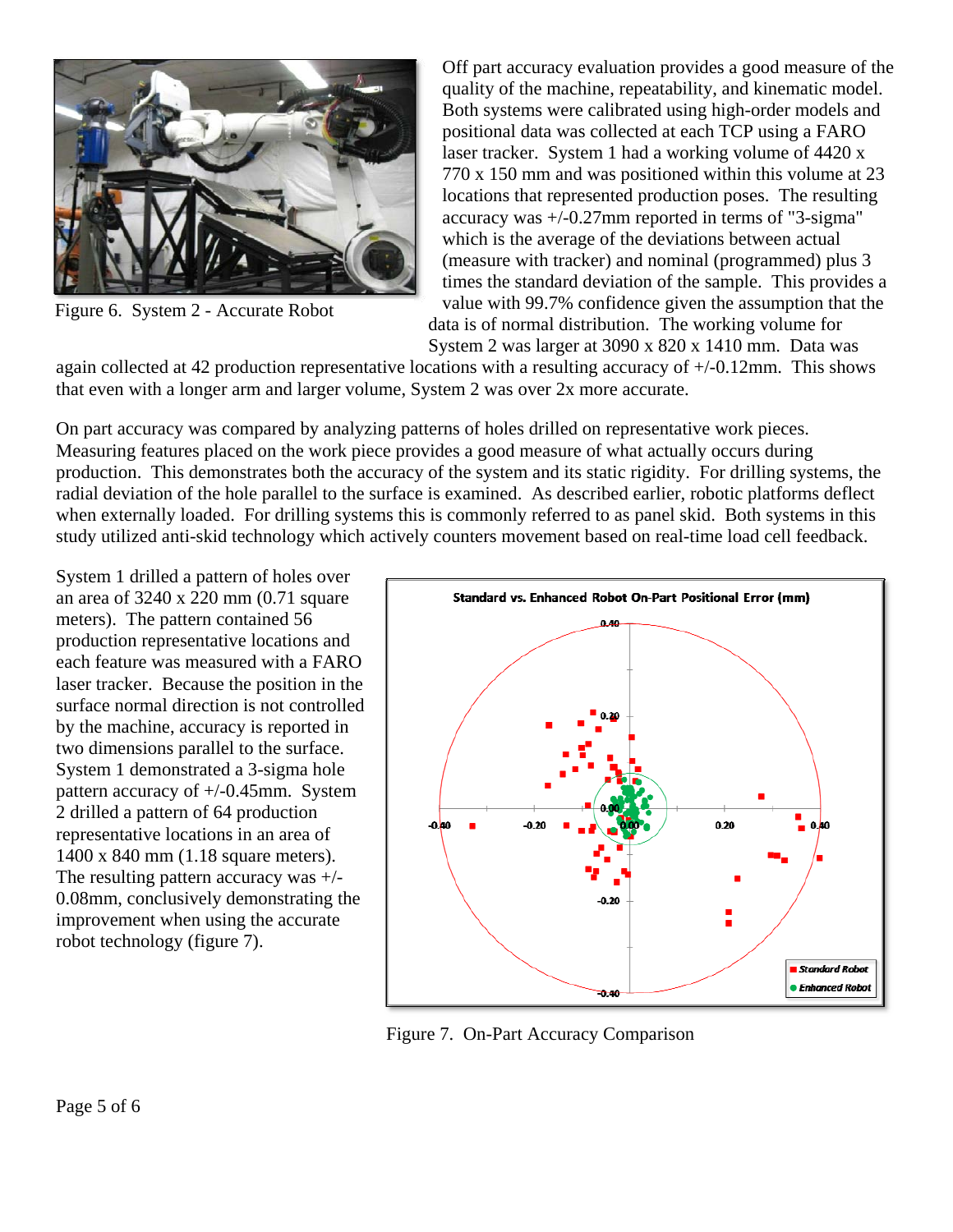Figure 6. System 2 - Accurate Robot

Off part accuracy evaluation provides a good measure of the quality of the machine, repeatability, and kinematic model. Both systems were calibrated using high-order models and positional data was collected at each TCP using a FARO laser tracker. System 1 had a working volume of 4420 x 770 x 150 mm and was positioned within this volume at 23 locations that represented production poses. The resulting accuracy was +/-0.27mm reported in terms of "3-sigma" which is the average of the deviations between actual (measure with tracker) and nominal (programmed) plus 3 times the standard deviation of the sample. This provides a value with 99.7% confidence given the assumption that the data is of normal distribution. The working volume for System 2 was larger at 3090 x 820 x 1410 mm. Data was again collected at 42 production representative locations with a resulting accuracy of +/-0.12mm. This shows that even with a longer arm and larger volume, System 2 was over 2x more accurate.

On part accuracy was compared by analyzing patterns of holes drilled on representative work pieces. Measuring features placed on the work piece provides a good measure of what actually occurs during production. This demonstrates both the accuracy of the system and its static rigidity. For drilling systems, the radial deviation of the hole parallel to the surface is examined. As described earlier, robotic platforms deflect when externally loaded. For drilling systems this is commonly referred to as panel skid. Both systems in this study utilized anti-skid technology which actively counters movement based on real-time load cell feedback.

System 1 drilled a pattern of holes over an area of 3240 x 220 mm (0.71 square meters). The pattern contained 56 production representative locations and each feature was measured with a FARO laser tracker. Because the position in the surface normal direction is not controlled by the machine, accuracy is reported in two dimensions parallel to the surface. System 1 demonstrated a 3-sigma hole pattern accuracy of +/-0.45mm. System 2 drilled a pattern of 64 production representative locations in an area of 1400 x 840 mm (1.18 square meters). The resulting pattern accuracy was +/-0.08mm, conclusively demonstrating the improvement when using the accurate robot technology (figure 7).

Figure 7. On-Part Accuracy Comparison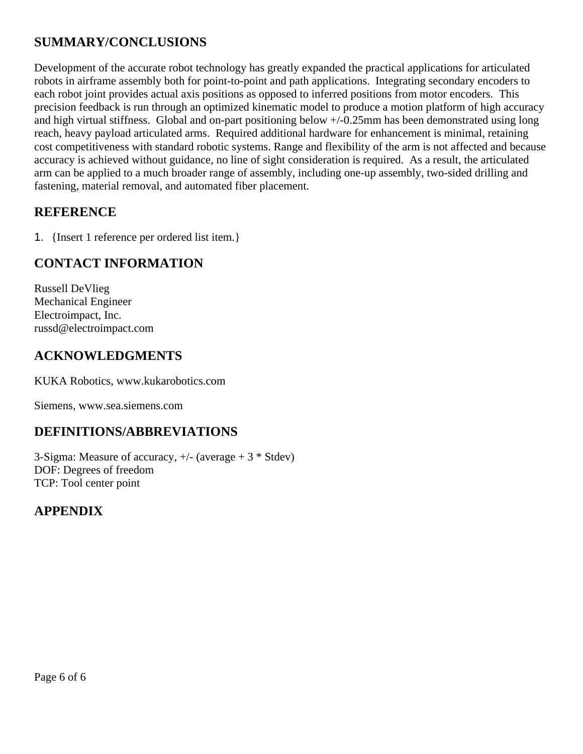## SUMMARY/CONCLUSIONS

Development of the accurate robot technology has greatly expanded the practical applications for articulated robots in airframe assembly both for point-to-point and path applications. Integrating secondary encoders to each robot joint provides actual axis positions as opposed to inferred positions from motor encoders. This precision feedback is run through an optimized kinematic model to produce a motion platform of high accuracy and high virtual stiffness. Global and on-part positioning below +/-0.25mm has been demonstrated using long reach, heavy payload articulated arms. Required additional hardware for enhancement is minimal, retaining cost competitiveness with standard robotic systems. Range and flexibility of the arm is not affected and because accuracy is achieved without guidance, no line of sight consideration is required. As a result, the articulated arm can be applied to a much broader range of assembly, including one-up assembly, two-sided drilling and fastening, material removal, and automated fiber placement.

## REFERENCE

1. {Insert 1 reference per ordered list item.}

## CONTACT INFORMATION

Russell DeVlieg
Mechanical Engineer
Electroimpact, Inc.
russd@electroimpact.com

## ACKNOWLEDGMENTS

KUKA Robotics, www.kukarobotics.com

Siemens, www.sea.siemens.com

## DEFINITIONS/ABBREVIATIONS

3-Sigma: Measure of accuracy, +/- (average + 3 * Stdev)
DOF: Degrees of freedom
TCP: Tool center point

## APPENDIX